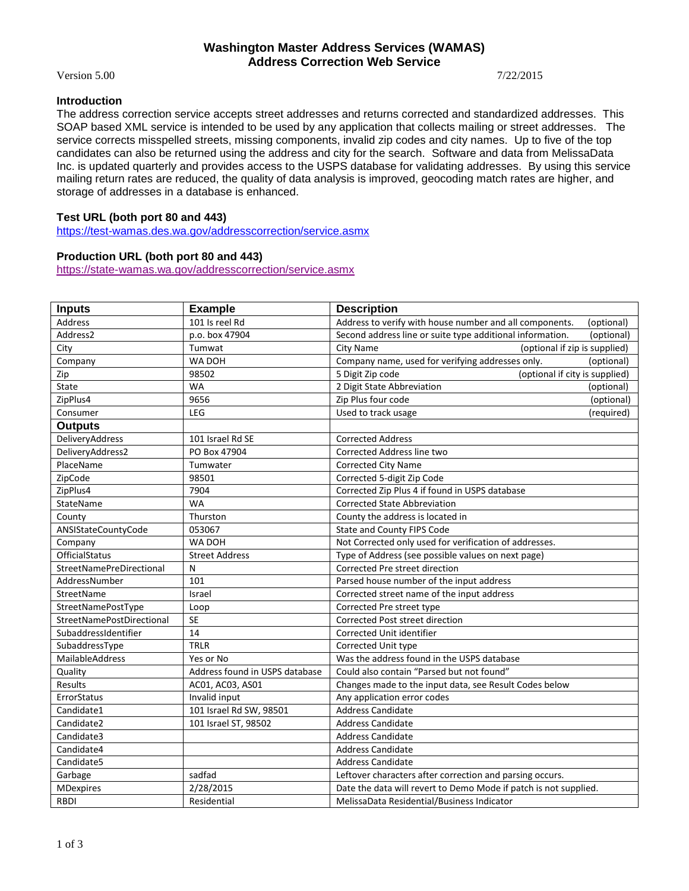# Washington Master Address Services (WAMAS)
# Address Correction Web Service

Version 5.00 7/22/2015

### Introduction

The address correction service accepts street addresses and returns corrected and standardized addresses. This SOAP based XML service is intended to be used by any application that collects mailing or street addresses. The service corrects misspelled streets, missing components, invalid zip codes and city names. Up to five of the top candidates can also be returned using the address and city for the search. Software and data from MelissaData Inc. is updated quarterly and provides access to the USPS database for validating addresses. By using this service mailing return rates are reduced, the quality of data analysis is improved, geocoding match rates are higher, and storage of addresses in a database is enhanced.

### Test URL (both port 80 and 443)

https://test-wamas.des.wa.gov/addresscorrection/service.asmx

### Production URL (both port 80 and 443)

https://state-wamas.wa.gov/addresscorrection/service.asmx

| Inputs | Example | Description |
|---|---|---|
| Address | 101 Is reel Rd | Address to verify with house number and all components. (optional) |
| Address2 | p.o. box 47904 | Second address line or suite type additional information. (optional) |
| City | Tumwat | City Name (optional if zip is supplied) |
| Company | WA DOH | Company name, used for verifying addresses only. (optional) |
| Zip | 98502 | 5 Digit Zip code (optional if city is supplied) |
| State | WA | 2 Digit State Abbreviation (optional) |
| ZipPlus4 | 9656 | Zip Plus four code (optional) |
| Consumer | LEG | Used to track usage (required) |
| **Outputs** | | |
| DeliveryAddress | 101 Israel Rd SE | Corrected Address |
| DeliveryAddress2 | PO Box 47904 | Corrected Address line two |
| PlaceName | Tumwater | Corrected City Name |
| ZipCode | 98501 | Corrected 5-digit Zip Code |
| ZipPlus4 | 7904 | Corrected Zip Plus 4 if found in USPS database |
| StateName | WA | Corrected State Abbreviation |
| County | Thurston | County the address is located in |
| ANSIStateCountyCode | 053067 | State and County FIPS Code |
| Company | WA DOH | Not Corrected only used for verification of addresses. |
| OfficialStatus | Street Address | Type of Address (see possible values on next page) |
| StreetNamePreDirectional | N | Corrected Pre street direction |
| AddressNumber | 101 | Parsed house number of the input address |
| StreetName | Israel | Corrected street name of the input address |
| StreetNamePostType | Loop | Corrected Pre street type |
| StreetNamePostDirectional | SE | Corrected Post street direction |
| SubaddressIdentifier | 14 | Corrected Unit identifier |
| SubaddressType | TRLR | Corrected Unit type |
| MailableAddress | Yes or No | Was the address found in the USPS database |
| Quality | Address found in USPS database | Could also contain "Parsed but not found" |
| Results | AC01, AC03, AS01 | Changes made to the input data, see Result Codes below |
| ErrorStatus | Invalid input | Any application error codes |
| Candidate1 | 101 Israel Rd SW, 98501 | Address Candidate |
| Candidate2 | 101 Israel ST, 98502 | Address Candidate |
| Candidate3 | | Address Candidate |
| Candidate4 | | Address Candidate |
| Candidate5 | | Address Candidate |
| Garbage | sadfad | Leftover characters after correction and parsing occurs. |
| MDexpires | 2/28/2015 | Date the data will revert to Demo Mode if patch is not supplied. |
| RBDI | Residential | MelissaData Residential/Business Indicator |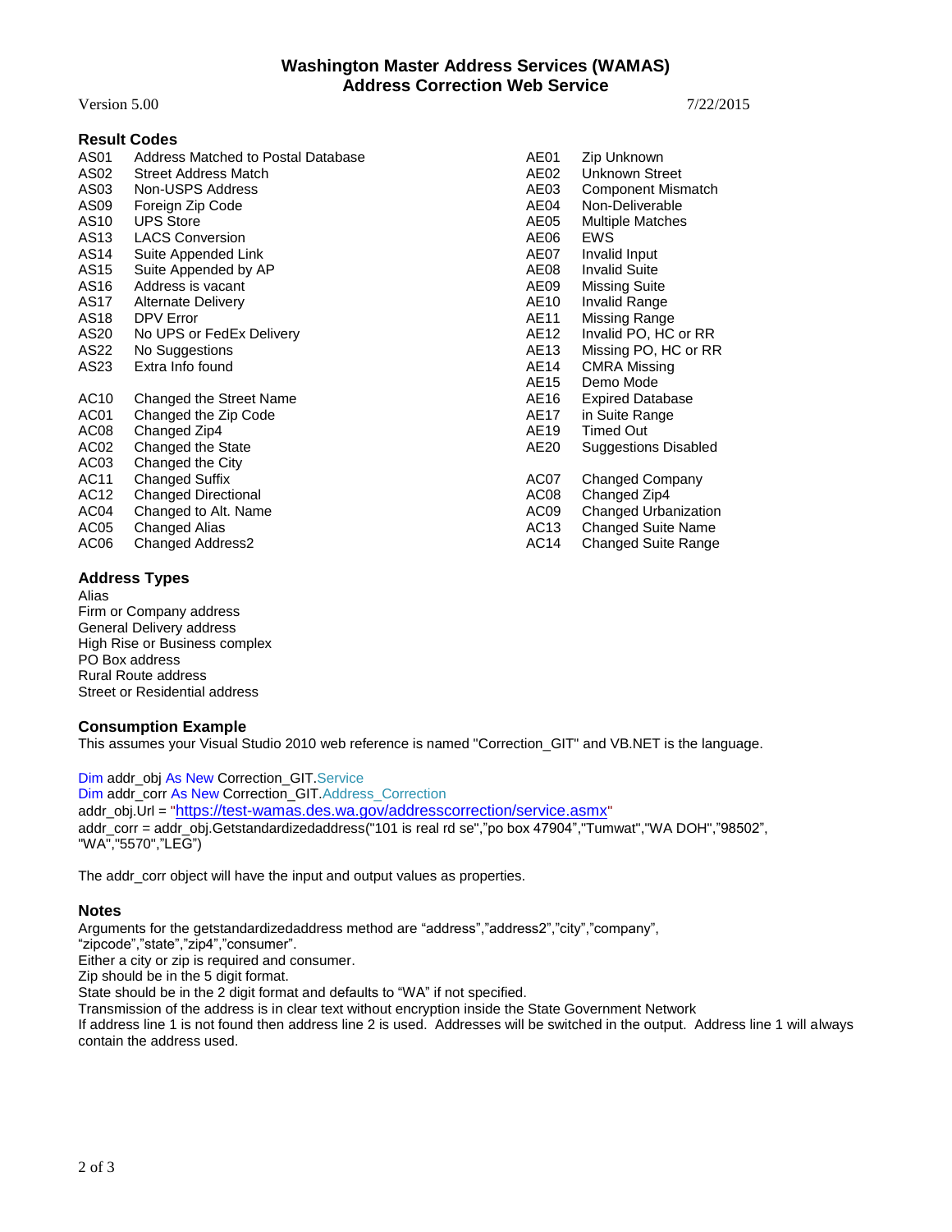# Washington Master Address Services (WAMAS)
# Address Correction Web Service

Version 5.00 7/22/2015

## Result Codes

| | | | |
|---|---|---|---|
| AS01 | Address Matched to Postal Database | AE01 | Zip Unknown |
| AS02 | Street Address Match | AE02 | Unknown Street |
| AS03 | Non-USPS Address | AE03 | Component Mismatch |
| AS09 | Foreign Zip Code | AE04 | Non-Deliverable |
| AS10 | UPS Store | AE05 | Multiple Matches |
| AS13 | LACS Conversion | AE06 | EWS |
| AS14 | Suite Appended Link | AE07 | Invalid Input |
| AS15 | Suite Appended by AP | AE08 | Invalid Suite |
| AS16 | Address is vacant | AE09 | Missing Suite |
| AS17 | Alternate Delivery | AE10 | Invalid Range |
| AS18 | DPV Error | AE11 | Missing Range |
| AS20 | No UPS or FedEx Delivery | AE12 | Invalid PO, HC or RR |
| AS22 | No Suggestions | AE13 | Missing PO, HC or RR |
| AS23 | Extra Info found | AE14 | CMRA Missing |
| | | AE15 | Demo Mode |
| AC10 | Changed the Street Name | AE16 | Expired Database |
| AC01 | Changed the Zip Code | AE17 | in Suite Range |
| AC08 | Changed Zip4 | AE19 | Timed Out |
| AC02 | Changed the State | AE20 | Suggestions Disabled |
| AC03 | Changed the City | | |
| AC11 | Changed Suffix | AC07 | Changed Company |
| AC12 | Changed Directional | AC08 | Changed Zip4 |
| AC04 | Changed to Alt. Name | AC09 | Changed Urbanization |
| AC05 | Changed Alias | AC13 | Changed Suite Name |
| AC06 | Changed Address2 | AC14 | Changed Suite Range |

## Address Types

Alias
Firm or Company address
General Delivery address
High Rise or Business complex
PO Box address
Rural Route address
Street or Residential address

## Consumption Example

This assumes your Visual Studio 2010 web reference is named "Correction_GIT" and VB.NET is the language.

```
Dim addr_obj As New Correction_GIT.Service
Dim addr_corr As New Correction_GIT.Address_Correction
addr_obj.Url = "https://test-wamas.des.wa.gov/addresscorrection/service.asmx"
addr_corr = addr_obj.Getstandardizedaddress("101 is real rd se","po box 47904","Tumwat","WA DOH","98502",
"WA","5570","LEG")
```

The addr_corr object will have the input and output values as properties.

## Notes

Arguments for the getstandardizedaddress method are “address”,”address2”,”city”,”company”, “zipcode”,”state”,”zip4”,”consumer”.
Either a city or zip is required and consumer.
Zip should be in the 5 digit format.
State should be in the 2 digit format and defaults to “WA” if not specified.
Transmission of the address is in clear text without encryption inside the State Government Network
If address line 1 is not found then address line 2 is used. Addresses will be switched in the output. Address line 1 will always contain the address used.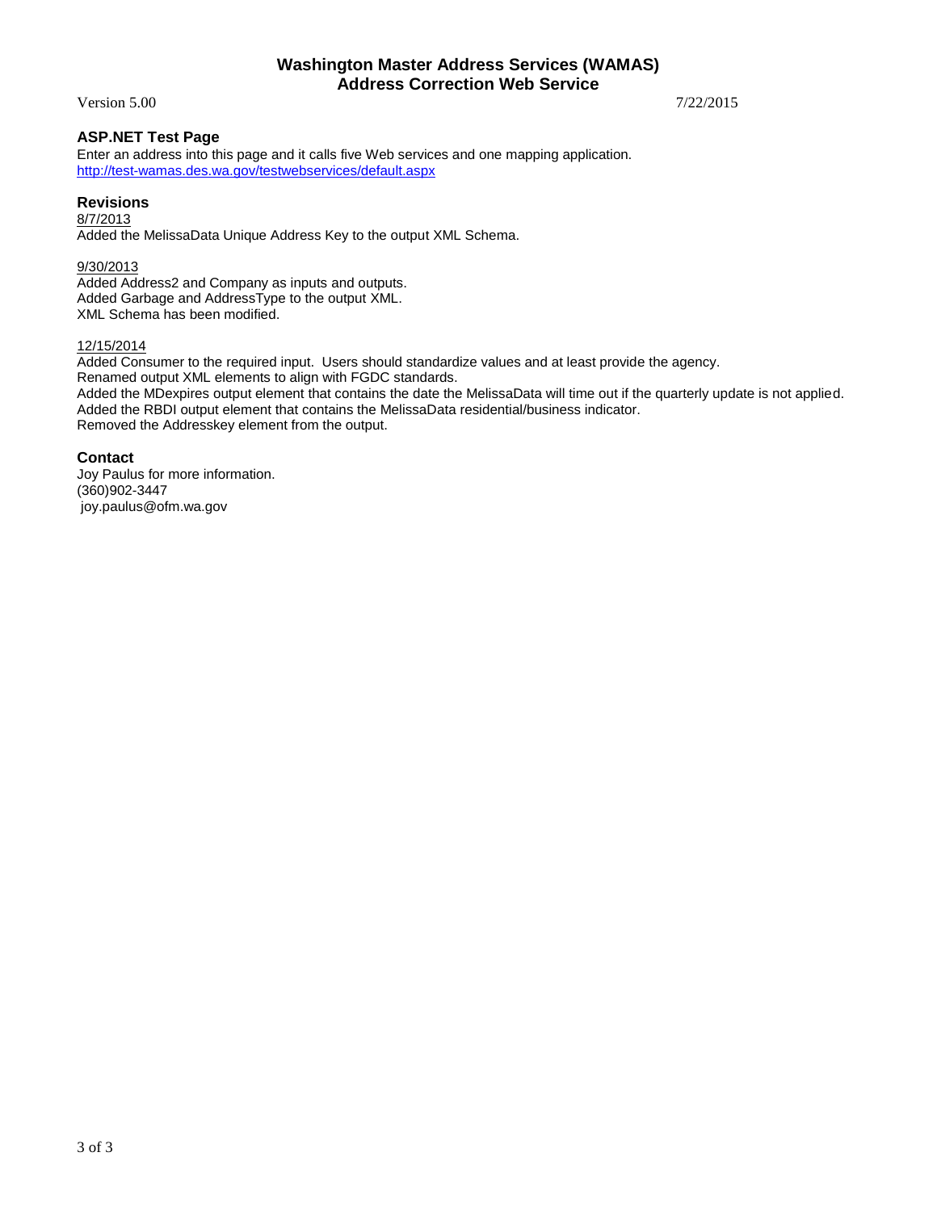**Washington Master Address Services (WAMAS)**
**Address Correction Web Service**

Version 5.00 7/22/2015

### ASP.NET Test Page

Enter an address into this page and it calls five Web services and one mapping application.
http://test-wamas.des.wa.gov/testwebservices/default.aspx

### Revisions

8/7/2013
Added the MelissaData Unique Address Key to the output XML Schema.

9/30/2013
Added Address2 and Company as inputs and outputs.
Added Garbage and AddressType to the output XML.
XML Schema has been modified.

12/15/2014
Added Consumer to the required input. Users should standardize values and at least provide the agency.
Renamed output XML elements to align with FGDC standards.
Added the MDexpires output element that contains the date the MelissaData will time out if the quarterly update is not applied.
Added the RBDI output element that contains the MelissaData residential/business indicator.
Removed the Addresskey element from the output.

### Contact

Joy Paulus for more information.
(360)902-3447
joy.paulus@ofm.wa.gov